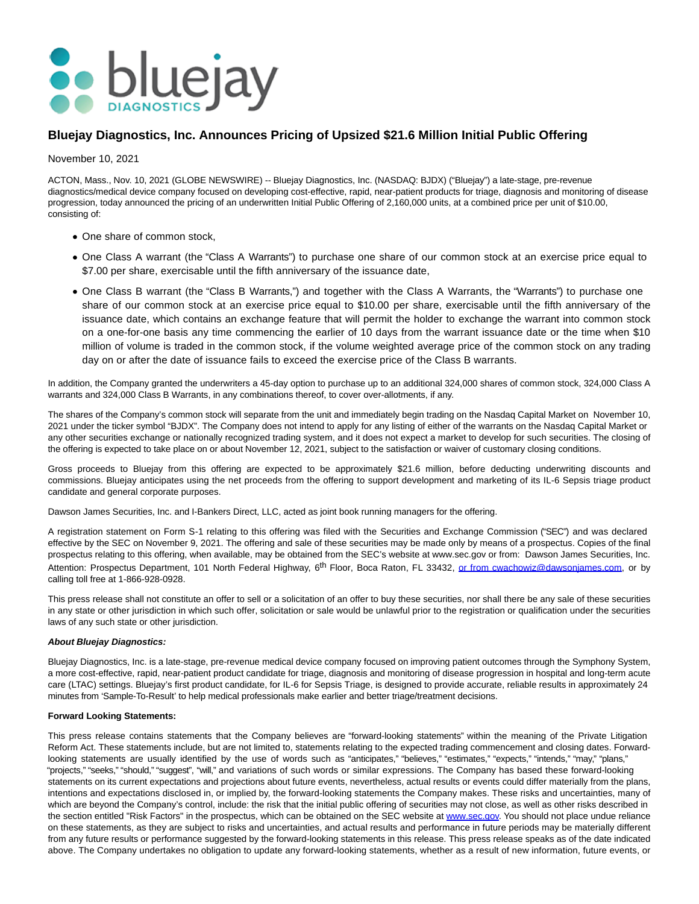# Bluejay Diagnostics, Inc. Announces Pricing of Upsized $21.6 Million Initial Public Offering

November 10, 2021

ACTON, Mass., Nov. 10, 2021 (GLOBE NEWSWIRE) -- Bluejay Diagnostics, Inc. (NASDAQ: BJDX) ("Bluejay") a late-stage, pre-revenue diagnostics/medical device company focused on developing cost-effective, rapid, near-patient products for triage, diagnosis and monitoring of disease progression, today announced the pricing of an underwritten Initial Public Offering of 2,160,000 units, at a combined price per unit of $10.00, consisting of:

- One share of common stock,
- One Class A warrant (the "Class A Warrants") to purchase one share of our common stock at an exercise price equal to $7.00 per share, exercisable until the fifth anniversary of the issuance date,
- One Class B warrant (the "Class B Warrants,") and together with the Class A Warrants, the "Warrants") to purchase one share of our common stock at an exercise price equal to $10.00 per share, exercisable until the fifth anniversary of the issuance date, which contains an exchange feature that will permit the holder to exchange the warrant into common stock on a one-for-one basis any time commencing the earlier of 10 days from the warrant issuance date or the time when $10 million of volume is traded in the common stock, if the volume weighted average price of the common stock on any trading day on or after the date of issuance fails to exceed the exercise price of the Class B warrants.

In addition, the Company granted the underwriters a 45-day option to purchase up to an additional 324,000 shares of common stock, 324,000 Class A warrants and 324,000 Class B Warrants, in any combinations thereof, to cover over-allotments, if any.

The shares of the Company's common stock will separate from the unit and immediately begin trading on the Nasdaq Capital Market on November 10, 2021 under the ticker symbol "BJDX". The Company does not intend to apply for any listing of either of the warrants on the Nasdaq Capital Market or any other securities exchange or nationally recognized trading system, and it does not expect a market to develop for such securities. The closing of the offering is expected to take place on or about November 12, 2021, subject to the satisfaction or waiver of customary closing conditions.

Gross proceeds to Bluejay from this offering are expected to be approximately $21.6 million, before deducting underwriting discounts and commissions. Bluejay anticipates using the net proceeds from the offering to support development and marketing of its IL-6 Sepsis triage product candidate and general corporate purposes.

Dawson James Securities, Inc. and I-Bankers Direct, LLC, acted as joint book running managers for the offering.

A registration statement on Form S-1 relating to this offering was filed with the Securities and Exchange Commission ("SEC") and was declared effective by the SEC on November 9, 2021. The offering and sale of these securities may be made only by means of a prospectus. Copies of the final prospectus relating to this offering, when available, may be obtained from the SEC's website at www.sec.gov or from: Dawson James Securities, Inc. Attention: Prospectus Department, 101 North Federal Highway, 6th Floor, Boca Raton, FL 33432, or from cwachowiz@dawsonjames.com, or by calling toll free at 1-866-928-0928.

This press release shall not constitute an offer to sell or a solicitation of an offer to buy these securities, nor shall there be any sale of these securities in any state or other jurisdiction in which such offer, solicitation or sale would be unlawful prior to the registration or qualification under the securities laws of any such state or other jurisdiction.

***About Bluejay Diagnostics:***

Bluejay Diagnostics, Inc. is a late-stage, pre-revenue medical device company focused on improving patient outcomes through the Symphony System, a more cost-effective, rapid, near-patient product candidate for triage, diagnosis and monitoring of disease progression in hospital and long-term acute care (LTAC) settings. Bluejay's first product candidate, for IL-6 for Sepsis Triage, is designed to provide accurate, reliable results in approximately 24 minutes from 'Sample-To-Result' to help medical professionals make earlier and better triage/treatment decisions.

**Forward Looking Statements:**

This press release contains statements that the Company believes are "forward-looking statements" within the meaning of the Private Litigation Reform Act. These statements include, but are not limited to, statements relating to the expected trading commencement and closing dates. Forward-looking statements are usually identified by the use of words such as "anticipates," "believes," "estimates," "expects," "intends," "may," "plans," "projects," "seeks," "should," "suggest", "will," and variations of such words or similar expressions. The Company has based these forward-looking statements on its current expectations and projections about future events, nevertheless, actual results or events could differ materially from the plans, intentions and expectations disclosed in, or implied by, the forward-looking statements the Company makes. These risks and uncertainties, many of which are beyond the Company's control, include: the risk that the initial public offering of securities may not close, as well as other risks described in the section entitled "Risk Factors" in the prospectus, which can be obtained on the SEC website at www.sec.gov. You should not place undue reliance on these statements, as they are subject to risks and uncertainties, and actual results and performance in future periods may be materially different from any future results or performance suggested by the forward-looking statements in this release. This press release speaks as of the date indicated above. The Company undertakes no obligation to update any forward-looking statements, whether as a result of new information, future events, or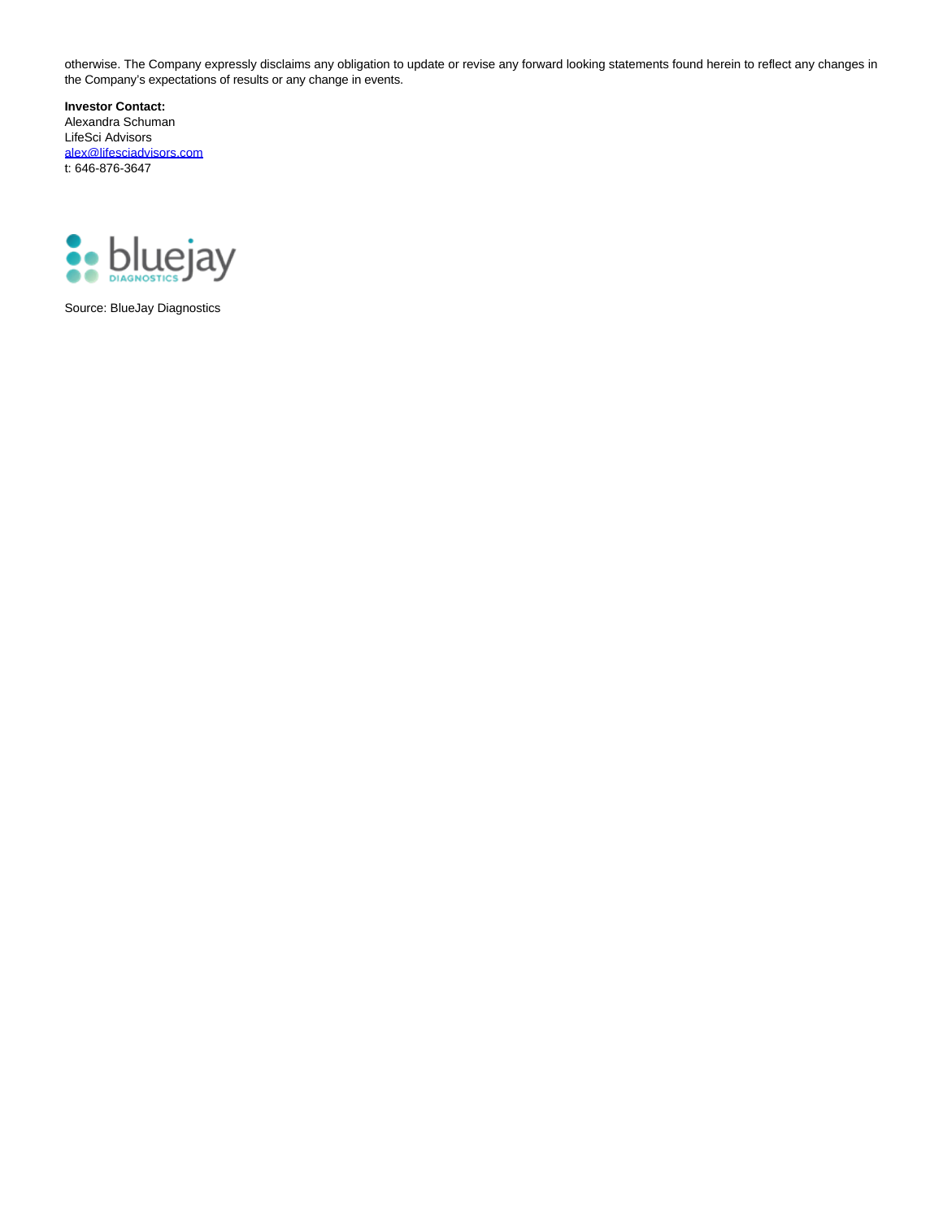otherwise. The Company expressly disclaims any obligation to update or revise any forward looking statements found herein to reflect any changes in the Company's expectations of results or any change in events.

**Investor Contact:**
Alexandra Schuman
LifeSci Advisors
alex@lifesciadvisors.com
t: 646-876-3647

Source: BlueJay Diagnostics